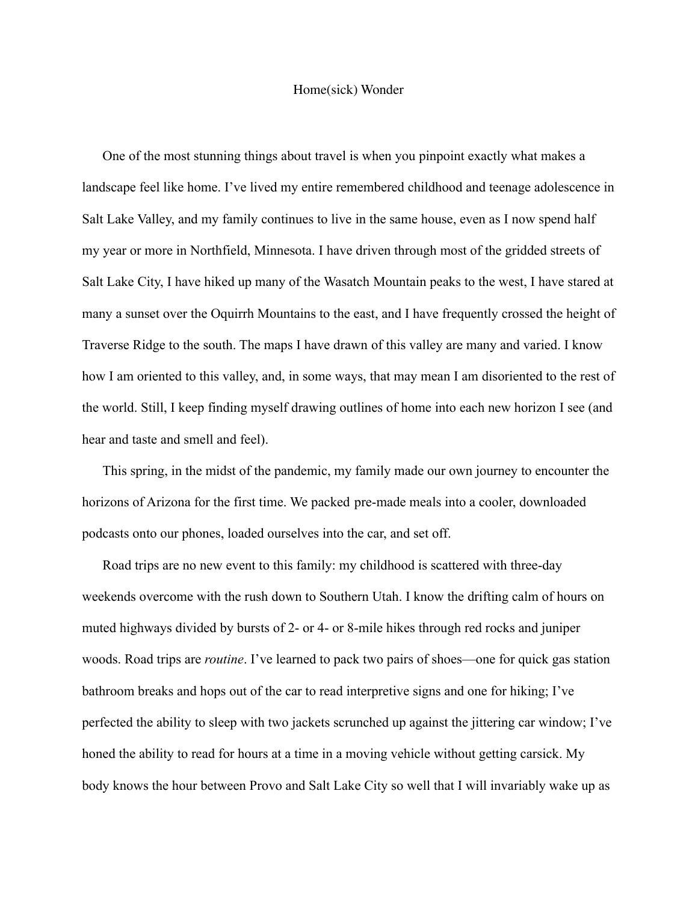# Home(sick) Wonder

One of the most stunning things about travel is when you pinpoint exactly what makes a landscape feel like home. I've lived my entire remembered childhood and teenage adolescence in Salt Lake Valley, and my family continues to live in the same house, even as I now spend half my year or more in Northfield, Minnesota. I have driven through most of the gridded streets of Salt Lake City, I have hiked up many of the Wasatch Mountain peaks to the west, I have stared at many a sunset over the Oquirrh Mountains to the east, and I have frequently crossed the height of Traverse Ridge to the south. The maps I have drawn of this valley are many and varied. I know how I am oriented to this valley, and, in some ways, that may mean I am disoriented to the rest of the world. Still, I keep finding myself drawing outlines of home into each new horizon I see (and hear and taste and smell and feel).

This spring, in the midst of the pandemic, my family made our own journey to encounter the horizons of Arizona for the first time. We packed pre-made meals into a cooler, downloaded podcasts onto our phones, loaded ourselves into the car, and set off.

Road trips are no new event to this family: my childhood is scattered with three-day weekends overcome with the rush down to Southern Utah. I know the drifting calm of hours on muted highways divided by bursts of 2- or 4- or 8-mile hikes through red rocks and juniper woods. Road trips are *routine*. I've learned to pack two pairs of shoes—one for quick gas station bathroom breaks and hops out of the car to read interpretive signs and one for hiking; I've perfected the ability to sleep with two jackets scrunched up against the jittering car window; I've honed the ability to read for hours at a time in a moving vehicle without getting carsick. My body knows the hour between Provo and Salt Lake City so well that I will invariably wake up as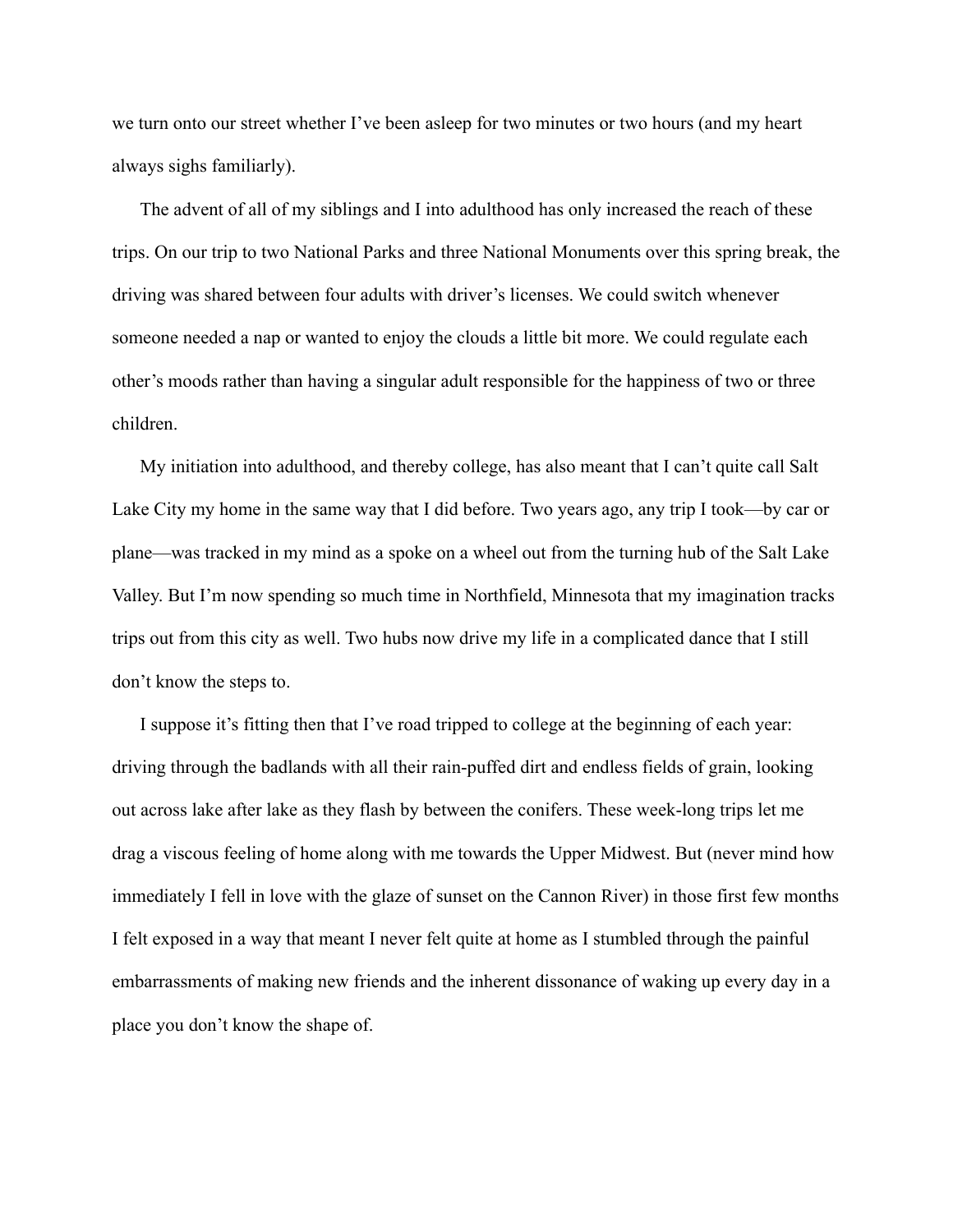we turn onto our street whether I've been asleep for two minutes or two hours (and my heart always sighs familiarly).

The advent of all of my siblings and I into adulthood has only increased the reach of these trips. On our trip to two National Parks and three National Monuments over this spring break, the driving was shared between four adults with driver's licenses. We could switch whenever someone needed a nap or wanted to enjoy the clouds a little bit more. We could regulate each other's moods rather than having a singular adult responsible for the happiness of two or three children.

My initiation into adulthood, and thereby college, has also meant that I can't quite call Salt Lake City my home in the same way that I did before. Two years ago, any trip I took—by car or plane—was tracked in my mind as a spoke on a wheel out from the turning hub of the Salt Lake Valley. But I'm now spending so much time in Northfield, Minnesota that my imagination tracks trips out from this city as well. Two hubs now drive my life in a complicated dance that I still don't know the steps to.

I suppose it's fitting then that I've road tripped to college at the beginning of each year: driving through the badlands with all their rain-puffed dirt and endless fields of grain, looking out across lake after lake as they flash by between the conifers. These week-long trips let me drag a viscous feeling of home along with me towards the Upper Midwest. But (never mind how immediately I fell in love with the glaze of sunset on the Cannon River) in those first few months I felt exposed in a way that meant I never felt quite at home as I stumbled through the painful embarrassments of making new friends and the inherent dissonance of waking up every day in a place you don't know the shape of.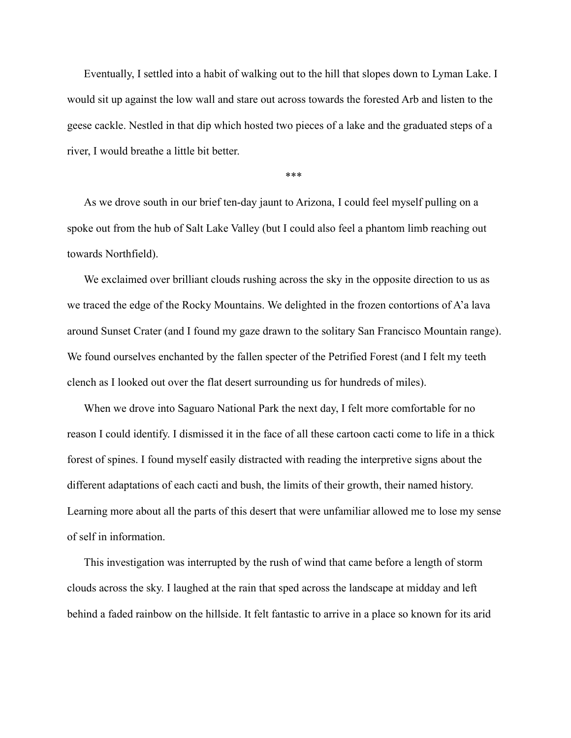Eventually, I settled into a habit of walking out to the hill that slopes down to Lyman Lake. I would sit up against the low wall and stare out across towards the forested Arb and listen to the geese cackle. Nestled in that dip which hosted two pieces of a lake and the graduated steps of a river, I would breathe a little bit better.

***

As we drove south in our brief ten-day jaunt to Arizona, I could feel myself pulling on a spoke out from the hub of Salt Lake Valley (but I could also feel a phantom limb reaching out towards Northfield).

We exclaimed over brilliant clouds rushing across the sky in the opposite direction to us as we traced the edge of the Rocky Mountains. We delighted in the frozen contortions of A'a lava around Sunset Crater (and I found my gaze drawn to the solitary San Francisco Mountain range). We found ourselves enchanted by the fallen specter of the Petrified Forest (and I felt my teeth clench as I looked out over the flat desert surrounding us for hundreds of miles).

When we drove into Saguaro National Park the next day, I felt more comfortable for no reason I could identify. I dismissed it in the face of all these cartoon cacti come to life in a thick forest of spines. I found myself easily distracted with reading the interpretive signs about the different adaptations of each cacti and bush, the limits of their growth, their named history. Learning more about all the parts of this desert that were unfamiliar allowed me to lose my sense of self in information.

This investigation was interrupted by the rush of wind that came before a length of storm clouds across the sky. I laughed at the rain that sped across the landscape at midday and left behind a faded rainbow on the hillside. It felt fantastic to arrive in a place so known for its arid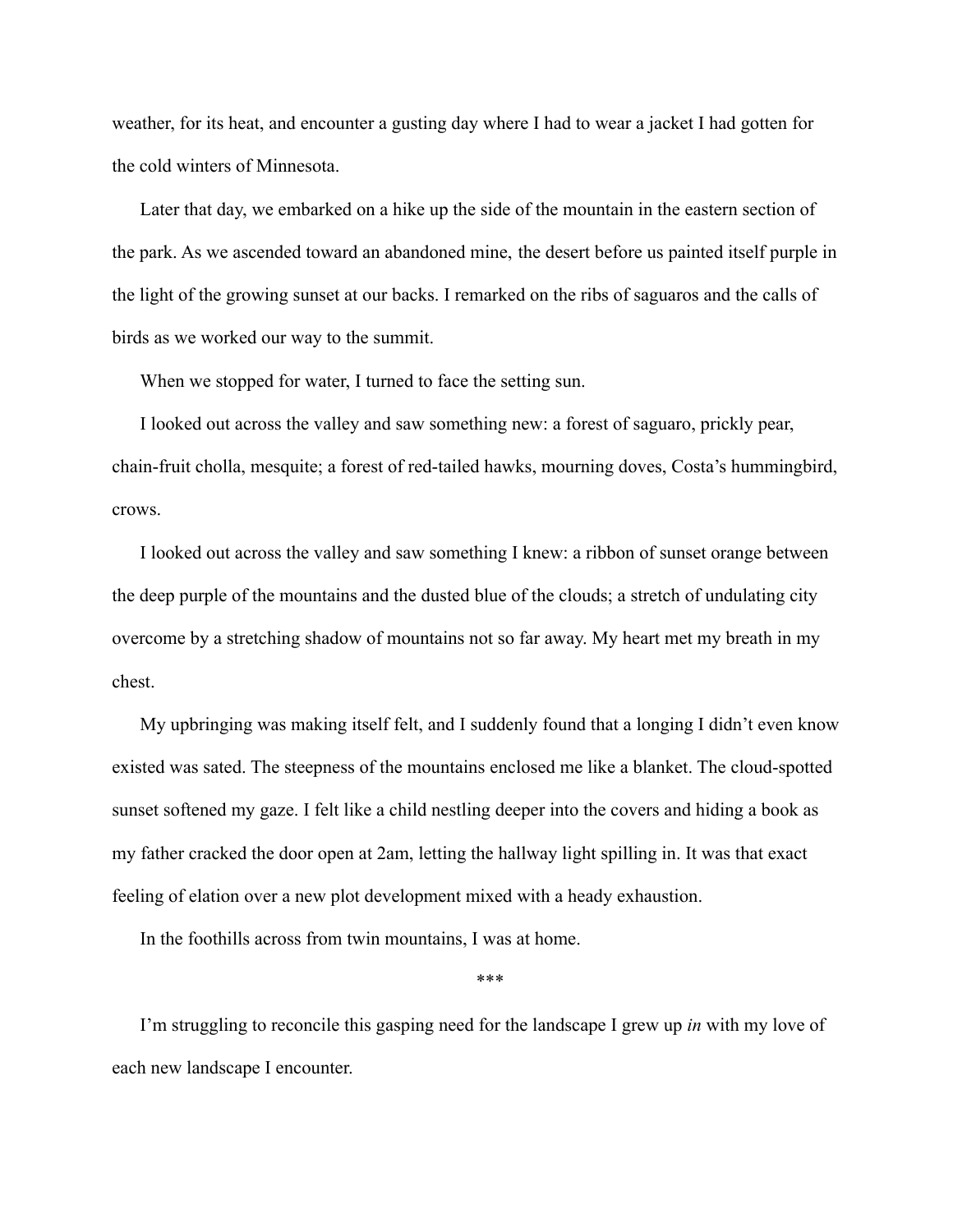weather, for its heat, and encounter a gusting day where I had to wear a jacket I had gotten for the cold winters of Minnesota.

Later that day, we embarked on a hike up the side of the mountain in the eastern section of the park. As we ascended toward an abandoned mine, the desert before us painted itself purple in the light of the growing sunset at our backs. I remarked on the ribs of saguaros and the calls of birds as we worked our way to the summit.

When we stopped for water, I turned to face the setting sun.

I looked out across the valley and saw something new: a forest of saguaro, prickly pear, chain-fruit cholla, mesquite; a forest of red-tailed hawks, mourning doves, Costa's hummingbird, crows.

I looked out across the valley and saw something I knew: a ribbon of sunset orange between the deep purple of the mountains and the dusted blue of the clouds; a stretch of undulating city overcome by a stretching shadow of mountains not so far away. My heart met my breath in my chest.

My upbringing was making itself felt, and I suddenly found that a longing I didn't even know existed was sated. The steepness of the mountains enclosed me like a blanket. The cloud-spotted sunset softened my gaze. I felt like a child nestling deeper into the covers and hiding a book as my father cracked the door open at 2am, letting the hallway light spilling in. It was that exact feeling of elation over a new plot development mixed with a heady exhaustion.

In the foothills across from twin mountains, I was at home.

***

I'm struggling to reconcile this gasping need for the landscape I grew up *in* with my love of each new landscape I encounter.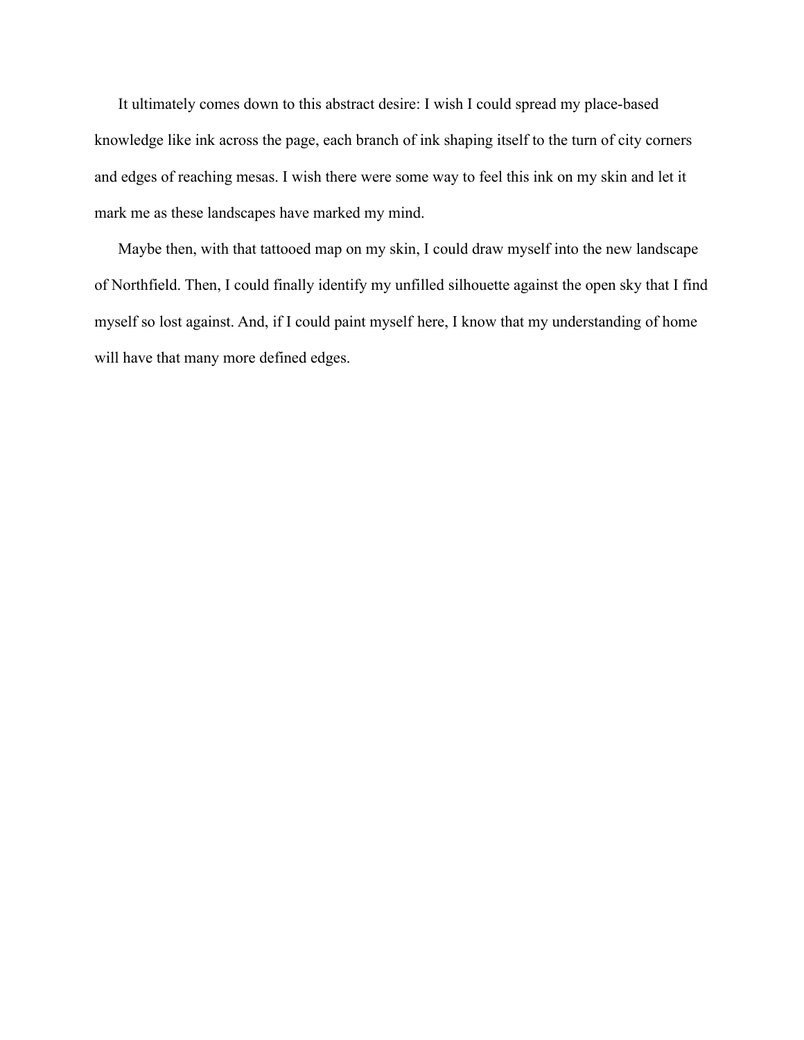It ultimately comes down to this abstract desire: I wish I could spread my place-based knowledge like ink across the page, each branch of ink shaping itself to the turn of city corners and edges of reaching mesas. I wish there were some way to feel this ink on my skin and let it mark me as these landscapes have marked my mind.

Maybe then, with that tattooed map on my skin, I could draw myself into the new landscape of Northfield. Then, I could finally identify my unfilled silhouette against the open sky that I find myself so lost against. And, if I could paint myself here, I know that my understanding of home will have that many more defined edges.